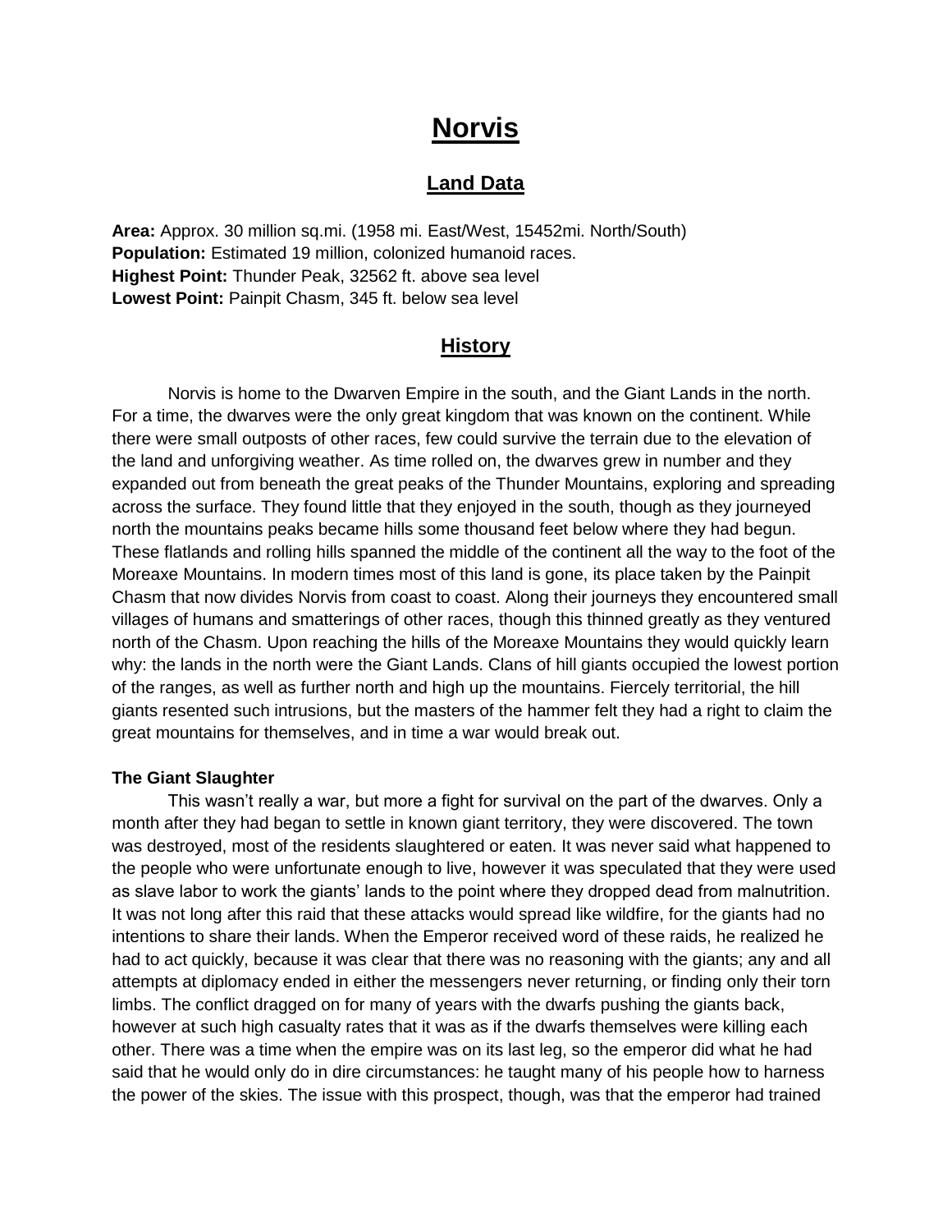# Norvis

## Land Data

**Area:** Approx. 30 million sq.mi. (1958 mi. East/West, 15452mi. North/South)
**Population:** Estimated 19 million, colonized humanoid races.
**Highest Point:** Thunder Peak, 32562 ft. above sea level
**Lowest Point:** Painpit Chasm, 345 ft. below sea level

## History

Norvis is home to the Dwarven Empire in the south, and the Giant Lands in the north. For a time, the dwarves were the only great kingdom that was known on the continent. While there were small outposts of other races, few could survive the terrain due to the elevation of the land and unforgiving weather. As time rolled on, the dwarves grew in number and they expanded out from beneath the great peaks of the Thunder Mountains, exploring and spreading across the surface. They found little that they enjoyed in the south, though as they journeyed north the mountains peaks became hills some thousand feet below where they had begun. These flatlands and rolling hills spanned the middle of the continent all the way to the foot of the Moreaxe Mountains. In modern times most of this land is gone, its place taken by the Painpit Chasm that now divides Norvis from coast to coast. Along their journeys they encountered small villages of humans and smatterings of other races, though this thinned greatly as they ventured north of the Chasm. Upon reaching the hills of the Moreaxe Mountains they would quickly learn why: the lands in the north were the Giant Lands. Clans of hill giants occupied the lowest portion of the ranges, as well as further north and high up the mountains. Fiercely territorial, the hill giants resented such intrusions, but the masters of the hammer felt they had a right to claim the great mountains for themselves, and in time a war would break out.

**The Giant Slaughter**

This wasn't really a war, but more a fight for survival on the part of the dwarves. Only a month after they had began to settle in known giant territory, they were discovered. The town was destroyed, most of the residents slaughtered or eaten. It was never said what happened to the people who were unfortunate enough to live, however it was speculated that they were used as slave labor to work the giants' lands to the point where they dropped dead from malnutrition. It was not long after this raid that these attacks would spread like wildfire, for the giants had no intentions to share their lands. When the Emperor received word of these raids, he realized he had to act quickly, because it was clear that there was no reasoning with the giants; any and all attempts at diplomacy ended in either the messengers never returning, or finding only their torn limbs. The conflict dragged on for many of years with the dwarfs pushing the giants back, however at such high casualty rates that it was as if the dwarfs themselves were killing each other. There was a time when the empire was on its last leg, so the emperor did what he had said that he would only do in dire circumstances: he taught many of his people how to harness the power of the skies. The issue with this prospect, though, was that the emperor had trained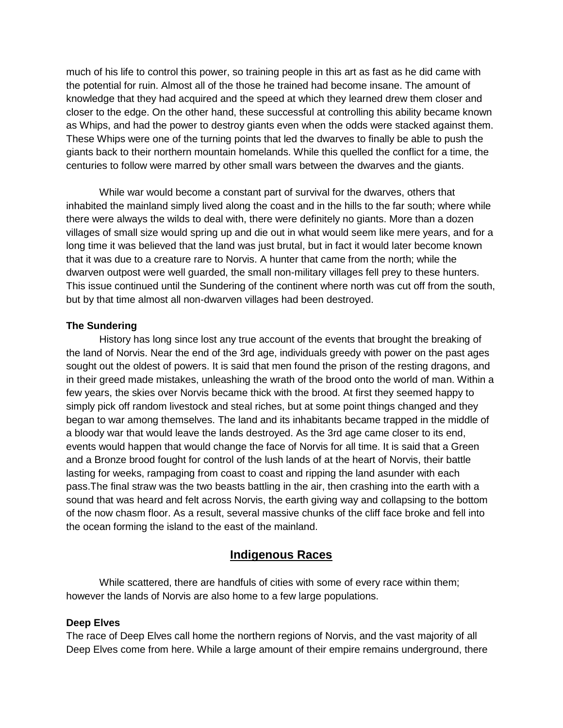much of his life to control this power, so training people in this art as fast as he did came with the potential for ruin. Almost all of the those he trained had become insane. The amount of knowledge that they had acquired and the speed at which they learned drew them closer and closer to the edge. On the other hand, these successful at controlling this ability became known as Whips, and had the power to destroy giants even when the odds were stacked against them. These Whips were one of the turning points that led the dwarves to finally be able to push the giants back to their northern mountain homelands. While this quelled the conflict for a time, the centuries to follow were marred by other small wars between the dwarves and the giants.

While war would become a constant part of survival for the dwarves, others that inhabited the mainland simply lived along the coast and in the hills to the far south; where while there were always the wilds to deal with, there were definitely no giants. More than a dozen villages of small size would spring up and die out in what would seem like mere years, and for a long time it was believed that the land was just brutal, but in fact it would later become known that it was due to a creature rare to Norvis. A hunter that came from the north; while the dwarven outpost were well guarded, the small non-military villages fell prey to these hunters. This issue continued until the Sundering of the continent where north was cut off from the south, but by that time almost all non-dwarven villages had been destroyed.

**The Sundering**

History has long since lost any true account of the events that brought the breaking of the land of Norvis. Near the end of the 3rd age, individuals greedy with power on the past ages sought out the oldest of powers. It is said that men found the prison of the resting dragons, and in their greed made mistakes, unleashing the wrath of the brood onto the world of man. Within a few years, the skies over Norvis became thick with the brood. At first they seemed happy to simply pick off random livestock and steal riches, but at some point things changed and they began to war among themselves. The land and its inhabitants became trapped in the middle of a bloody war that would leave the lands destroyed. As the 3rd age came closer to its end, events would happen that would change the face of Norvis for all time. It is said that a Green and a Bronze brood fought for control of the lush lands of at the heart of Norvis, their battle lasting for weeks, rampaging from coast to coast and ripping the land asunder with each pass.The final straw was the two beasts battling in the air, then crashing into the earth with a sound that was heard and felt across Norvis, the earth giving way and collapsing to the bottom of the now chasm floor. As a result, several massive chunks of the cliff face broke and fell into the ocean forming the island to the east of the mainland.

## Indigenous Races

While scattered, there are handfuls of cities with some of every race within them; however the lands of Norvis are also home to a few large populations.

**Deep Elves**

The race of Deep Elves call home the northern regions of Norvis, and the vast majority of all Deep Elves come from here. While a large amount of their empire remains underground, there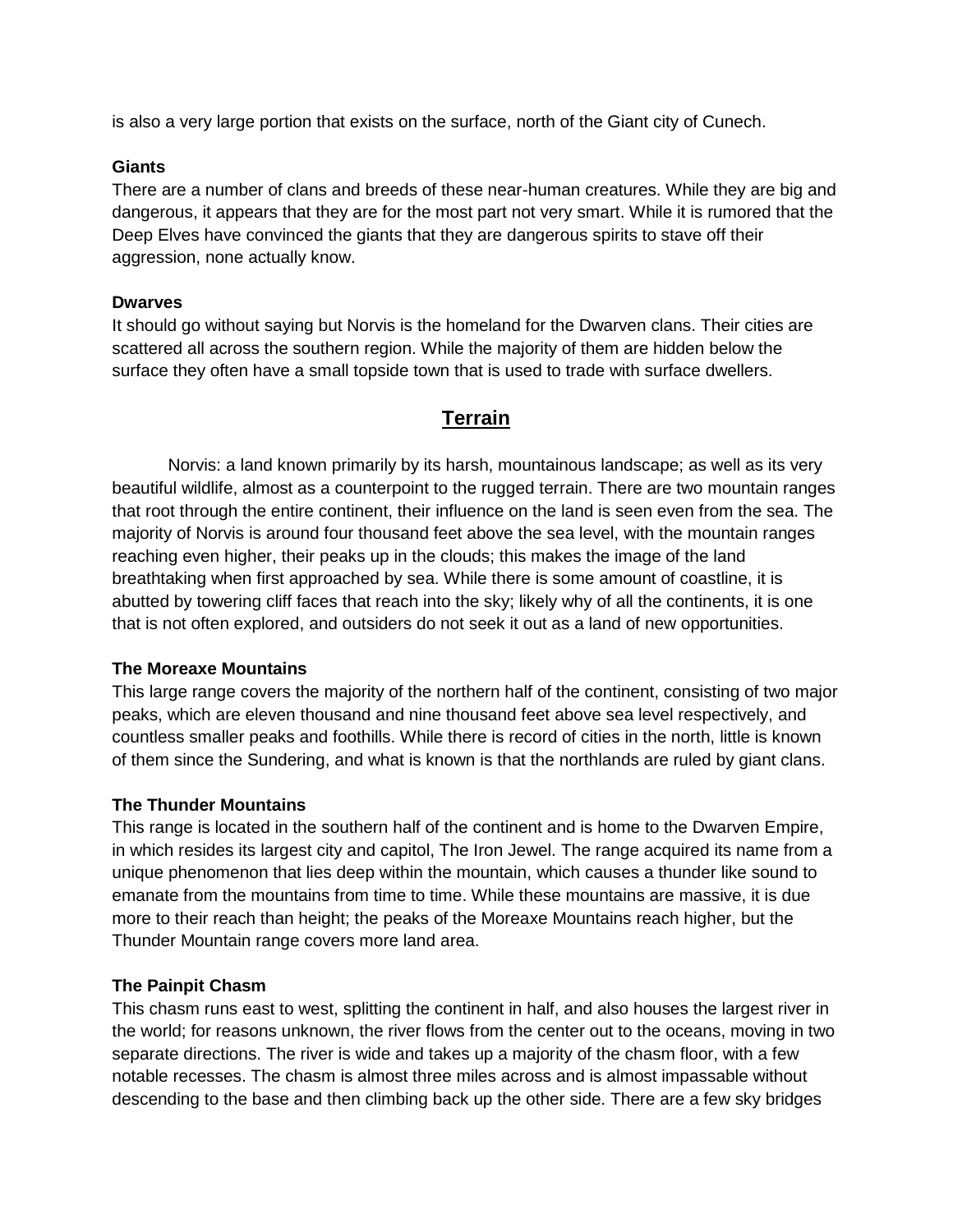is also a very large portion that exists on the surface, north of the Giant city of Cunech.

**Giants**

There are a number of clans and breeds of these near-human creatures. While they are big and dangerous, it appears that they are for the most part not very smart. While it is rumored that the Deep Elves have convinced the giants that they are dangerous spirits to stave off their aggression, none actually know.

**Dwarves**

It should go without saying but Norvis is the homeland for the Dwarven clans. Their cities are scattered all across the southern region. While the majority of them are hidden below the surface they often have a small topside town that is used to trade with surface dwellers.

## Terrain

Norvis: a land known primarily by its harsh, mountainous landscape; as well as its very beautiful wildlife, almost as a counterpoint to the rugged terrain. There are two mountain ranges that root through the entire continent, their influence on the land is seen even from the sea. The majority of Norvis is around four thousand feet above the sea level, with the mountain ranges reaching even higher, their peaks up in the clouds; this makes the image of the land breathtaking when first approached by sea. While there is some amount of coastline, it is abutted by towering cliff faces that reach into the sky; likely why of all the continents, it is one that is not often explored, and outsiders do not seek it out as a land of new opportunities.

**The Moreaxe Mountains**

This large range covers the majority of the northern half of the continent, consisting of two major peaks, which are eleven thousand and nine thousand feet above sea level respectively, and countless smaller peaks and foothills. While there is record of cities in the north, little is known of them since the Sundering, and what is known is that the northlands are ruled by giant clans.

**The Thunder Mountains**

This range is located in the southern half of the continent and is home to the Dwarven Empire, in which resides its largest city and capitol, The Iron Jewel. The range acquired its name from a unique phenomenon that lies deep within the mountain, which causes a thunder like sound to emanate from the mountains from time to time. While these mountains are massive, it is due more to their reach than height; the peaks of the Moreaxe Mountains reach higher, but the Thunder Mountain range covers more land area.

**The Painpit Chasm**

This chasm runs east to west, splitting the continent in half, and also houses the largest river in the world; for reasons unknown, the river flows from the center out to the oceans, moving in two separate directions. The river is wide and takes up a majority of the chasm floor, with a few notable recesses. The chasm is almost three miles across and is almost impassable without descending to the base and then climbing back up the other side. There are a few sky bridges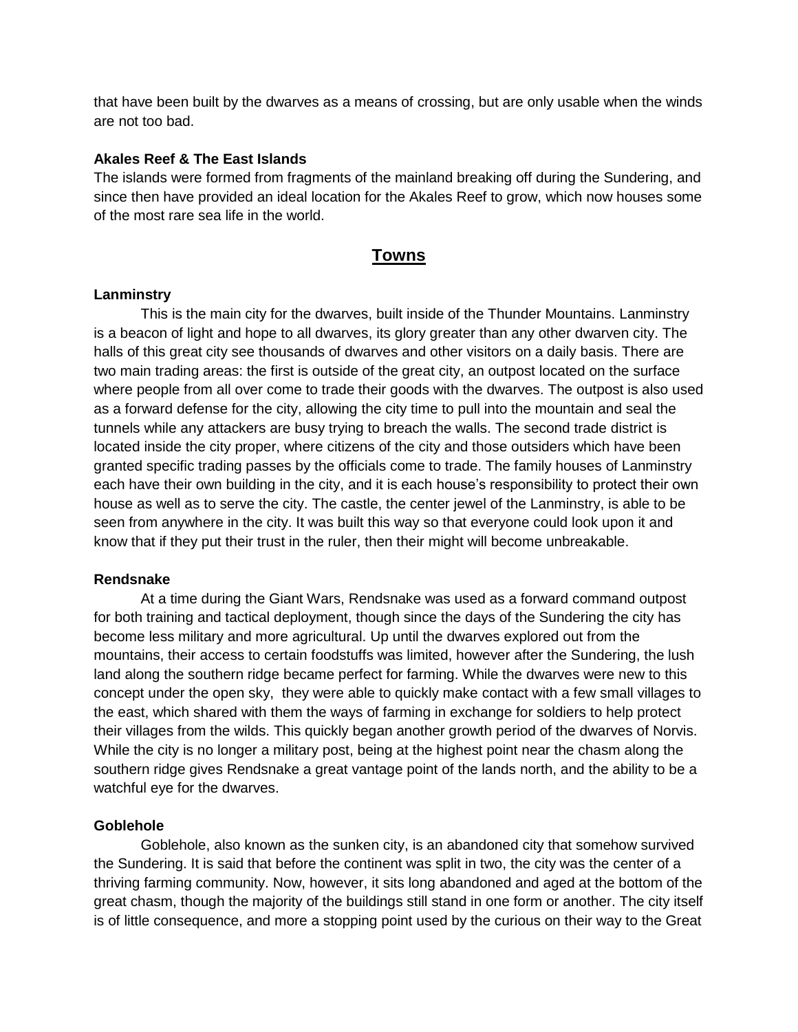that have been built by the dwarves as a means of crossing, but are only usable when the winds are not too bad.

**Akales Reef & The East Islands**

The islands were formed from fragments of the mainland breaking off during the Sundering, and since then have provided an ideal location for the Akales Reef to grow, which now houses some of the most rare sea life in the world.

## Towns

**Lanminstry**

This is the main city for the dwarves, built inside of the Thunder Mountains. Lanminstry is a beacon of light and hope to all dwarves, its glory greater than any other dwarven city. The halls of this great city see thousands of dwarves and other visitors on a daily basis. There are two main trading areas: the first is outside of the great city, an outpost located on the surface where people from all over come to trade their goods with the dwarves. The outpost is also used as a forward defense for the city, allowing the city time to pull into the mountain and seal the tunnels while any attackers are busy trying to breach the walls. The second trade district is located inside the city proper, where citizens of the city and those outsiders which have been granted specific trading passes by the officials come to trade. The family houses of Lanminstry each have their own building in the city, and it is each house's responsibility to protect their own house as well as to serve the city. The castle, the center jewel of the Lanminstry, is able to be seen from anywhere in the city. It was built this way so that everyone could look upon it and know that if they put their trust in the ruler, then their might will become unbreakable.

**Rendsnake**

At a time during the Giant Wars, Rendsnake was used as a forward command outpost for both training and tactical deployment, though since the days of the Sundering the city has become less military and more agricultural. Up until the dwarves explored out from the mountains, their access to certain foodstuffs was limited, however after the Sundering, the lush land along the southern ridge became perfect for farming. While the dwarves were new to this concept under the open sky, they were able to quickly make contact with a few small villages to the east, which shared with them the ways of farming in exchange for soldiers to help protect their villages from the wilds. This quickly began another growth period of the dwarves of Norvis. While the city is no longer a military post, being at the highest point near the chasm along the southern ridge gives Rendsnake a great vantage point of the lands north, and the ability to be a watchful eye for the dwarves.

**Goblehole**

Goblehole, also known as the sunken city, is an abandoned city that somehow survived the Sundering. It is said that before the continent was split in two, the city was the center of a thriving farming community. Now, however, it sits long abandoned and aged at the bottom of the great chasm, though the majority of the buildings still stand in one form or another. The city itself is of little consequence, and more a stopping point used by the curious on their way to the Great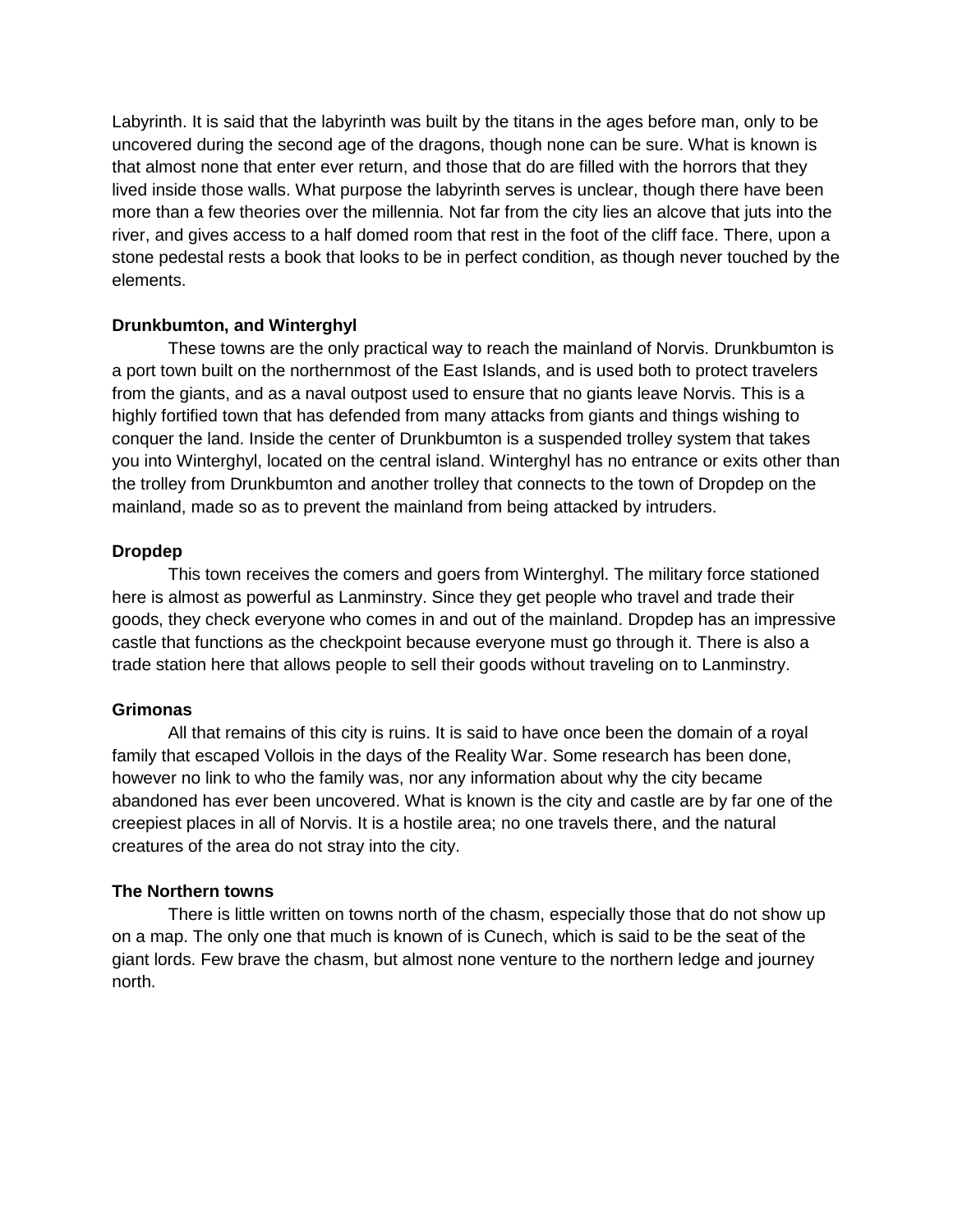Labyrinth. It is said that the labyrinth was built by the titans in the ages before man, only to be uncovered during the second age of the dragons, though none can be sure. What is known is that almost none that enter ever return, and those that do are filled with the horrors that they lived inside those walls. What purpose the labyrinth serves is unclear, though there have been more than a few theories over the millennia. Not far from the city lies an alcove that juts into the river, and gives access to a half domed room that rest in the foot of the cliff face. There, upon a stone pedestal rests a book that looks to be in perfect condition, as though never touched by the elements.

**Drunkbumton, and Winterghyl**

These towns are the only practical way to reach the mainland of Norvis. Drunkbumton is a port town built on the northernmost of the East Islands, and is used both to protect travelers from the giants, and as a naval outpost used to ensure that no giants leave Norvis. This is a highly fortified town that has defended from many attacks from giants and things wishing to conquer the land. Inside the center of Drunkbumton is a suspended trolley system that takes you into Winterghyl, located on the central island. Winterghyl has no entrance or exits other than the trolley from Drunkbumton and another trolley that connects to the town of Dropdep on the mainland, made so as to prevent the mainland from being attacked by intruders.

**Dropdep**

This town receives the comers and goers from Winterghyl. The military force stationed here is almost as powerful as Lanminstry. Since they get people who travel and trade their goods, they check everyone who comes in and out of the mainland. Dropdep has an impressive castle that functions as the checkpoint because everyone must go through it. There is also a trade station here that allows people to sell their goods without traveling on to Lanminstry.

**Grimonas**

All that remains of this city is ruins. It is said to have once been the domain of a royal family that escaped Vollois in the days of the Reality War. Some research has been done, however no link to who the family was, nor any information about why the city became abandoned has ever been uncovered. What is known is the city and castle are by far one of the creepiest places in all of Norvis. It is a hostile area; no one travels there, and the natural creatures of the area do not stray into the city.

**The Northern towns**

There is little written on towns north of the chasm, especially those that do not show up on a map. The only one that much is known of is Cunech, which is said to be the seat of the giant lords. Few brave the chasm, but almost none venture to the northern ledge and journey north.